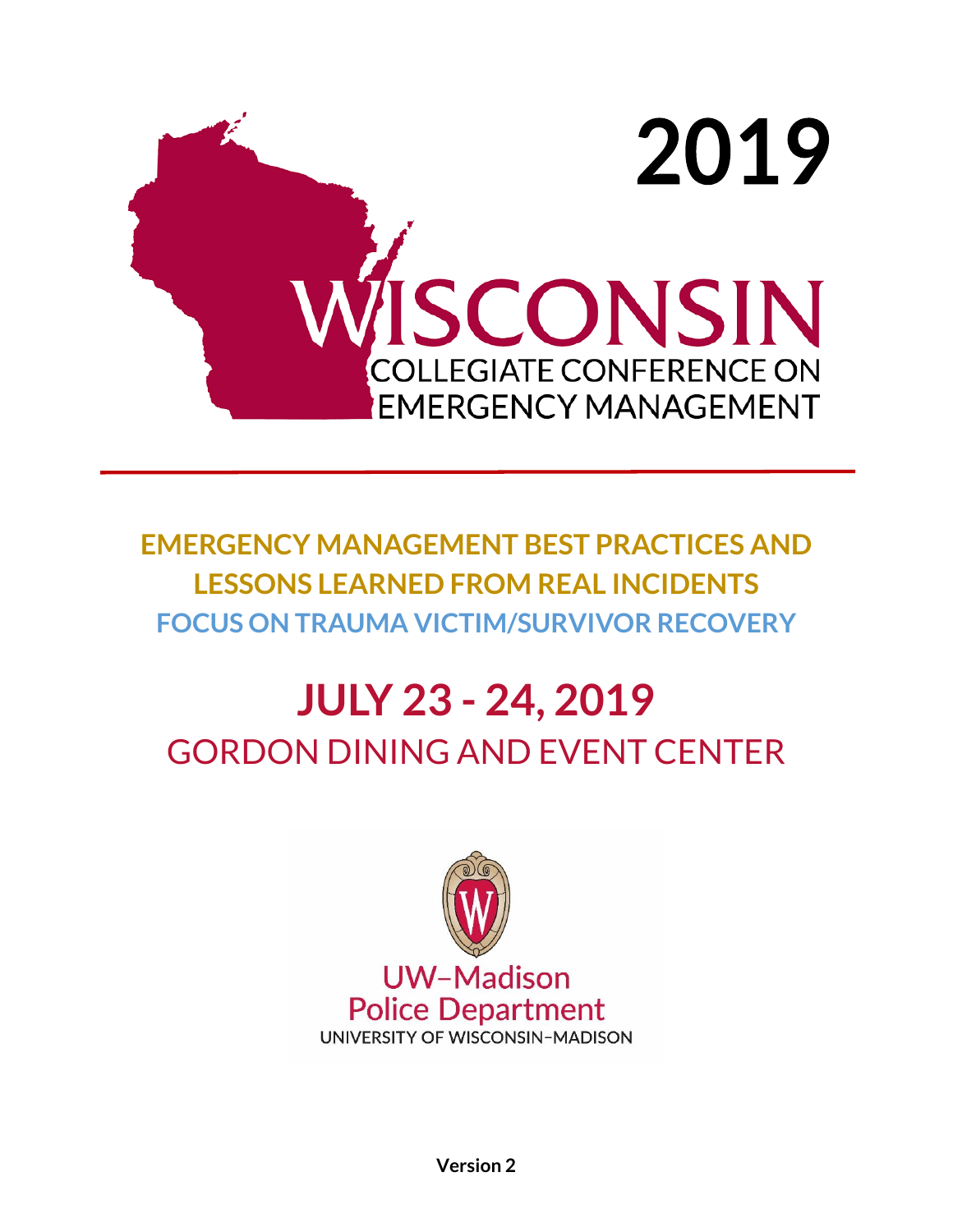# 2019

# WISCONSIN

## COLLEGIATE CONFERENCE ON EMERGENCY MANAGEMENT

**EMERGENCY MANAGEMENT BEST PRACTICES AND LESSONS LEARNED FROM REAL INCIDENTS**

**FOCUS ON TRAUMA VICTIM/SURVIVOR RECOVERY**

# JULY 23 - 24, 2019

## GORDON DINING AND EVENT CENTER

UW–Madison
Police Department
UNIVERSITY OF WISCONSIN–MADISON

**Version 2**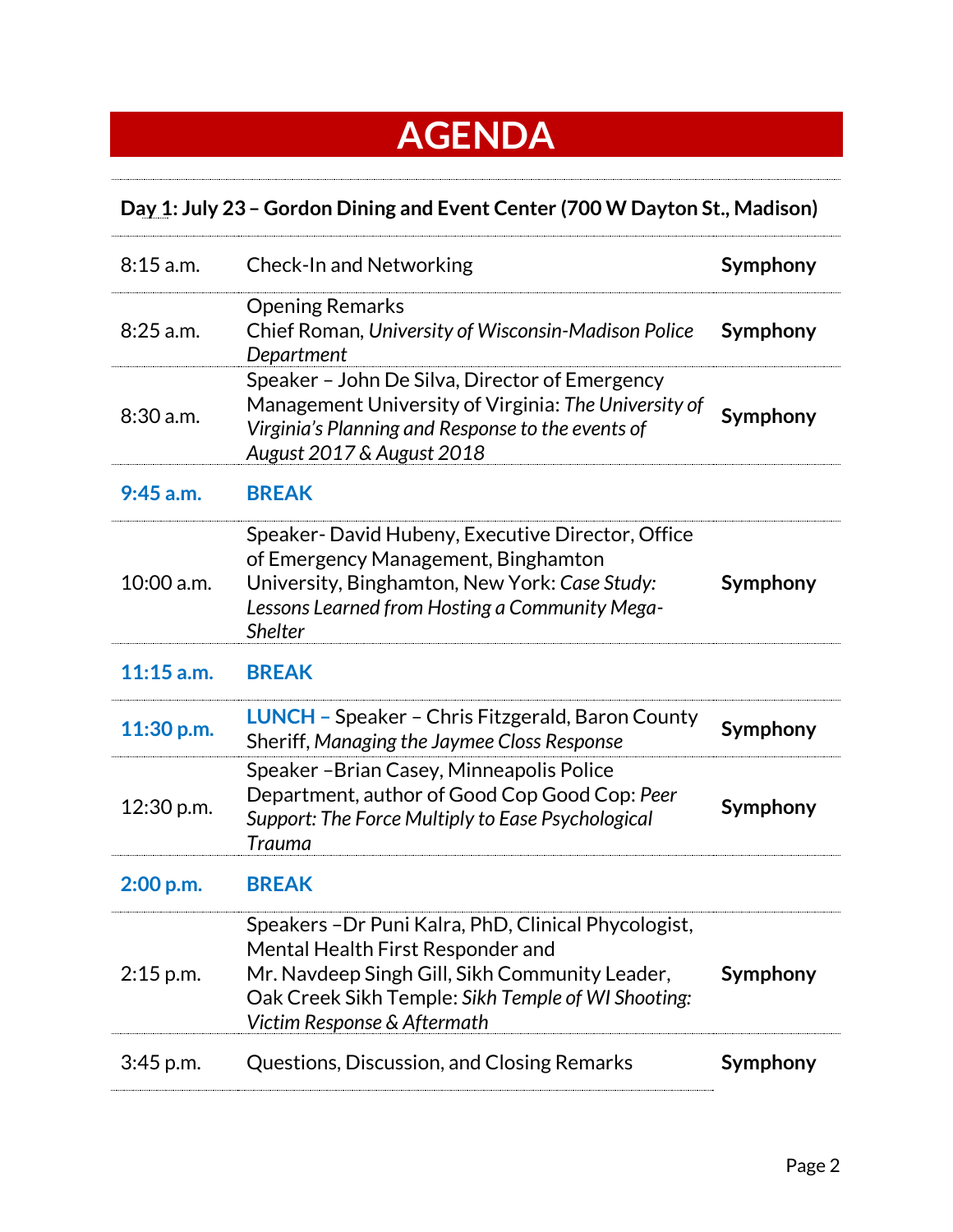# AGENDA

**Day 1: July 23 – Gordon Dining and Event Center (700 W Dayton St., Madison)**

| | | |
|---|---|---|
| 8:15 a.m. | Check-In and Networking | **Symphony** |
| 8:25 a.m. | Opening Remarks<br>Chief Roman, *University of Wisconsin-Madison Police Department* | **Symphony** |
| 8:30 a.m. | Speaker – John De Silva, Director of Emergency Management University of Virginia: *The University of Virginia's Planning and Response to the events of August 2017 & August 2018* | **Symphony** |
| **9:45 a.m.** | **BREAK** | |
| 10:00 a.m. | Speaker- David Hubeny, Executive Director, Office of Emergency Management, Binghamton University, Binghamton, New York: *Case Study: Lessons Learned from Hosting a Community Mega-Shelter* | **Symphony** |
| **11:15 a.m.** | **BREAK** | |
| **11:30 p.m.** | **LUNCH –** Speaker – Chris Fitzgerald, Baron County Sheriff, *Managing the Jaymee Closs Response* | **Symphony** |
| 12:30 p.m. | Speaker –Brian Casey, Minneapolis Police Department, author of Good Cop Good Cop: *Peer Support: The Force Multiply to Ease Psychological Trauma* | **Symphony** |
| **2:00 p.m.** | **BREAK** | |
| 2:15 p.m. | Speakers –Dr Puni Kalra, PhD, Clinical Phycologist, Mental Health First Responder and<br>Mr. Navdeep Singh Gill, Sikh Community Leader, Oak Creek Sikh Temple: *Sikh Temple of WI Shooting: Victim Response & Aftermath* | **Symphony** |
| 3:45 p.m. | Questions, Discussion, and Closing Remarks | **Symphony** |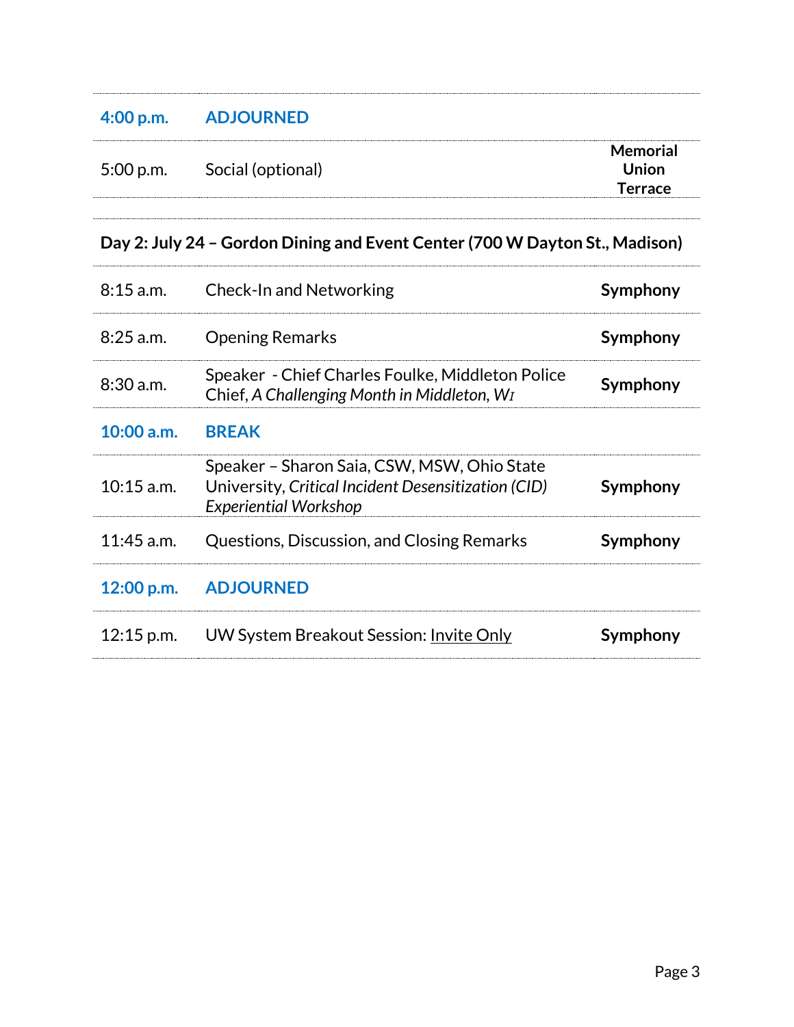| | | |
|---|---|---|
| **4:00 p.m.** | **ADJOURNED** | |
| 5:00 p.m. | Social (optional) | **Memorial Union Terrace** |

**Day 2: July 24 – Gordon Dining and Event Center (700 W Dayton St., Madison)**

| | | |
|---|---|---|
| 8:15 a.m. | Check-In and Networking | **Symphony** |
| 8:25 a.m. | Opening Remarks | **Symphony** |
| 8:30 a.m. | Speaker - Chief Charles Foulke, Middleton Police Chief, *A Challenging Month in Middleton, WI* | **Symphony** |
| **10:00 a.m.** | **BREAK** | |
| 10:15 a.m. | Speaker – Sharon Saia, CSW, MSW, Ohio State University, *Critical Incident Desensitization (CID) Experiential Workshop* | **Symphony** |
| 11:45 a.m. | Questions, Discussion, and Closing Remarks | **Symphony** |
| **12:00 p.m.** | **ADJOURNED** | |
| 12:15 p.m. | UW System Breakout Session: Invite Only | **Symphony** |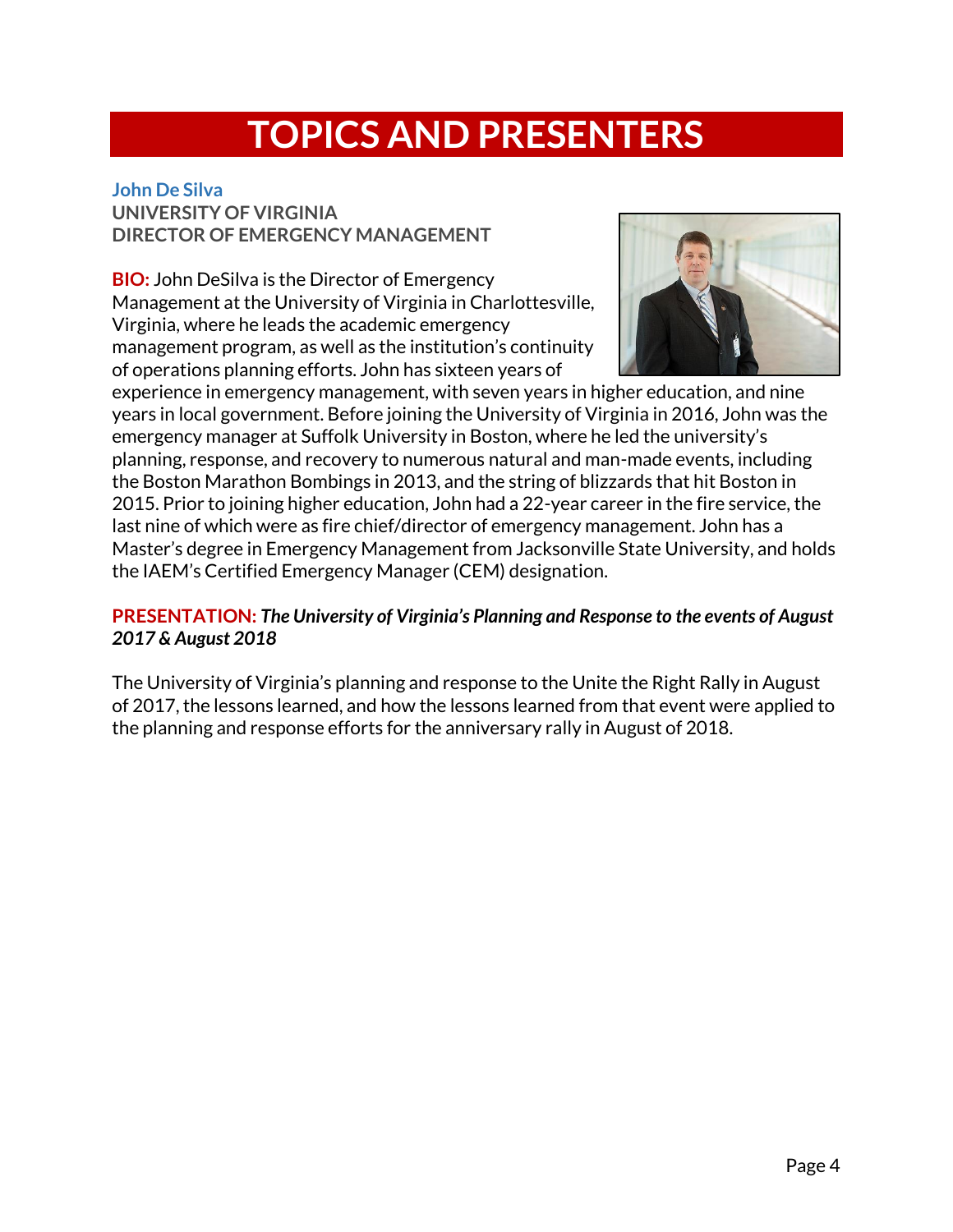# TOPICS AND PRESENTERS

**John De Silva**
**UNIVERSITY OF VIRGINIA**
**DIRECTOR OF EMERGENCY MANAGEMENT**

**BIO:** John DeSilva is the Director of Emergency Management at the University of Virginia in Charlottesville, Virginia, where he leads the academic emergency management program, as well as the institution's continuity of operations planning efforts. John has sixteen years of experience in emergency management, with seven years in higher education, and nine years in local government. Before joining the University of Virginia in 2016, John was the emergency manager at Suffolk University in Boston, where he led the university's planning, response, and recovery to numerous natural and man-made events, including the Boston Marathon Bombings in 2013, and the string of blizzards that hit Boston in 2015. Prior to joining higher education, John had a 22-year career in the fire service, the last nine of which were as fire chief/director of emergency management. John has a Master's degree in Emergency Management from Jacksonville State University, and holds the IAEM's Certified Emergency Manager (CEM) designation.

**PRESENTATION:** ***The University of Virginia's Planning and Response to the events of August 2017 & August 2018***

The University of Virginia's planning and response to the Unite the Right Rally in August of 2017, the lessons learned, and how the lessons learned from that event were applied to the planning and response efforts for the anniversary rally in August of 2018.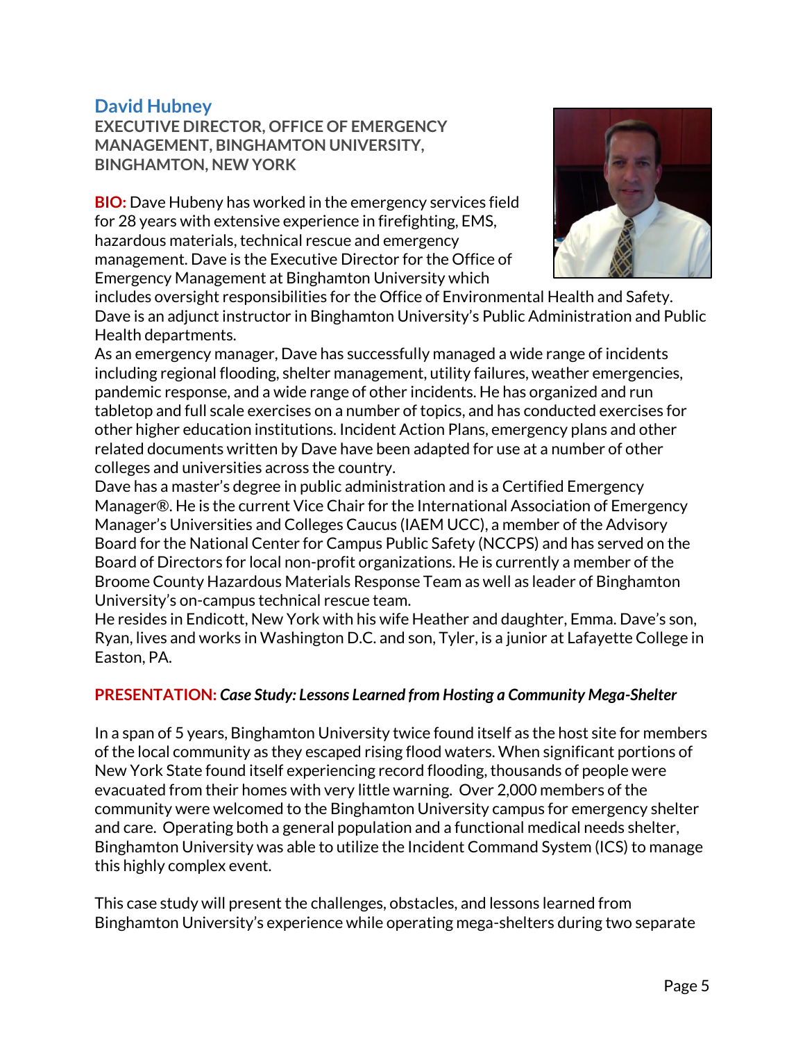## David Hubney

**EXECUTIVE DIRECTOR, OFFICE OF EMERGENCY MANAGEMENT, BINGHAMTON UNIVERSITY, BINGHAMTON, NEW YORK**

**BIO:** Dave Hubeny has worked in the emergency services field for 28 years with extensive experience in firefighting, EMS, hazardous materials, technical rescue and emergency management. Dave is the Executive Director for the Office of Emergency Management at Binghamton University which includes oversight responsibilities for the Office of Environmental Health and Safety. Dave is an adjunct instructor in Binghamton University's Public Administration and Public Health departments.

As an emergency manager, Dave has successfully managed a wide range of incidents including regional flooding, shelter management, utility failures, weather emergencies, pandemic response, and a wide range of other incidents. He has organized and run tabletop and full scale exercises on a number of topics, and has conducted exercises for other higher education institutions. Incident Action Plans, emergency plans and other related documents written by Dave have been adapted for use at a number of other colleges and universities across the country.

Dave has a master's degree in public administration and is a Certified Emergency Manager®. He is the current Vice Chair for the International Association of Emergency Manager's Universities and Colleges Caucus (IAEM UCC), a member of the Advisory Board for the National Center for Campus Public Safety (NCCPS) and has served on the Board of Directors for local non-profit organizations. He is currently a member of the Broome County Hazardous Materials Response Team as well as leader of Binghamton University's on-campus technical rescue team.

He resides in Endicott, New York with his wife Heather and daughter, Emma. Dave's son, Ryan, lives and works in Washington D.C. and son, Tyler, is a junior at Lafayette College in Easton, PA.

**PRESENTATION:** ***Case Study: Lessons Learned from Hosting a Community Mega-Shelter***

In a span of 5 years, Binghamton University twice found itself as the host site for members of the local community as they escaped rising flood waters. When significant portions of New York State found itself experiencing record flooding, thousands of people were evacuated from their homes with very little warning. Over 2,000 members of the community were welcomed to the Binghamton University campus for emergency shelter and care. Operating both a general population and a functional medical needs shelter, Binghamton University was able to utilize the Incident Command System (ICS) to manage this highly complex event.

This case study will present the challenges, obstacles, and lessons learned from Binghamton University's experience while operating mega-shelters during two separate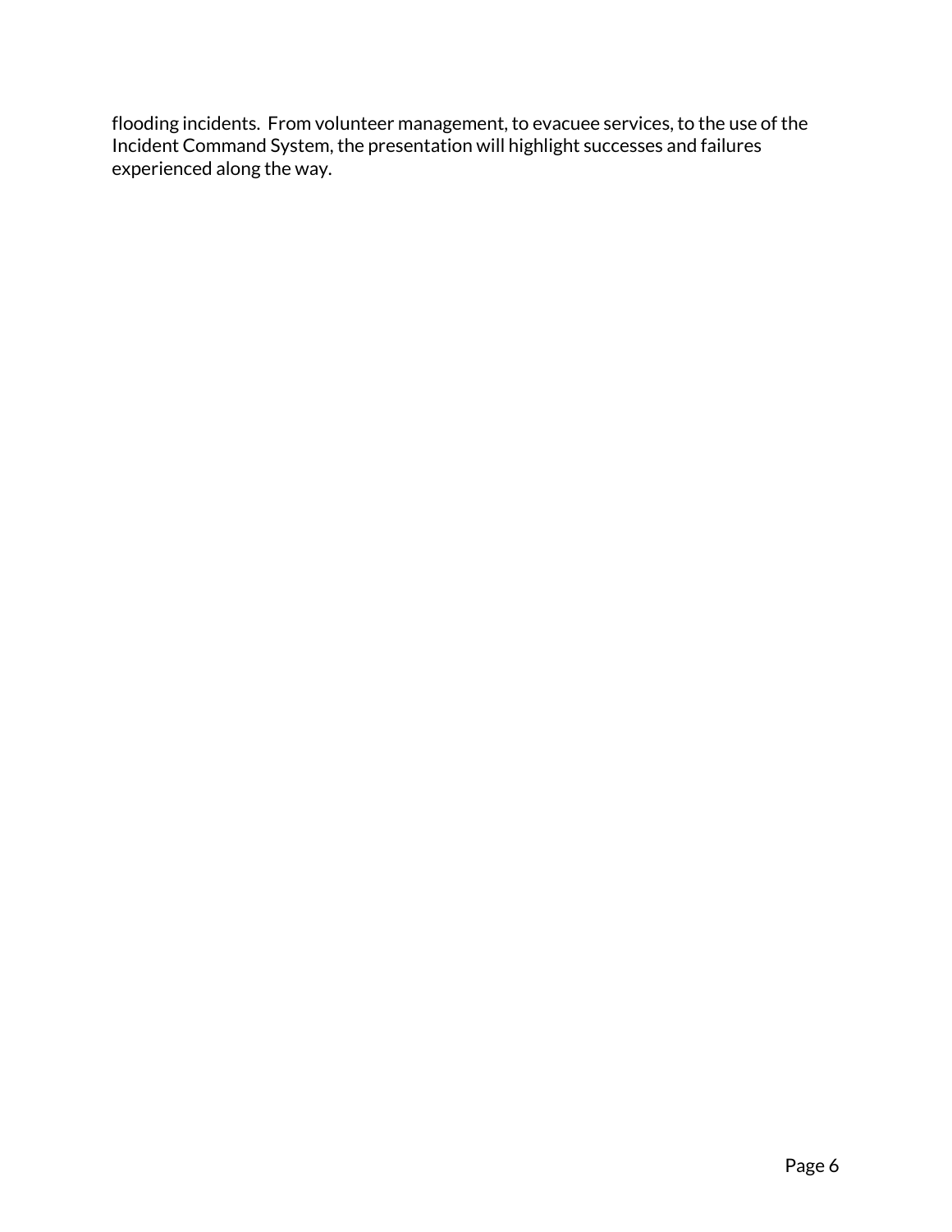flooding incidents. From volunteer management, to evacuee services, to the use of the Incident Command System, the presentation will highlight successes and failures experienced along the way.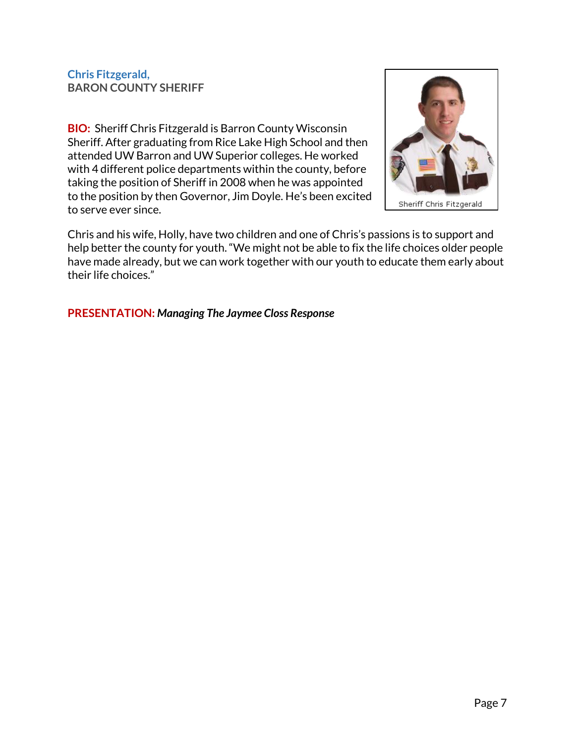**Chris Fitzgerald,**
**BARON COUNTY SHERIFF**

**BIO:** Sheriff Chris Fitzgerald is Barron County Wisconsin Sheriff. After graduating from Rice Lake High School and then attended UW Barron and UW Superior colleges. He worked with 4 different police departments within the county, before taking the position of Sheriff in 2008 when he was appointed to the position by then Governor, Jim Doyle. He's been excited to serve ever since.

Sheriff Chris Fitzgerald

Chris and his wife, Holly, have two children and one of Chris's passions is to support and help better the county for youth. "We might not be able to fix the life choices older people have made already, but we can work together with our youth to educate them early about their life choices."

**PRESENTATION:** ***Managing The Jaymee Closs Response***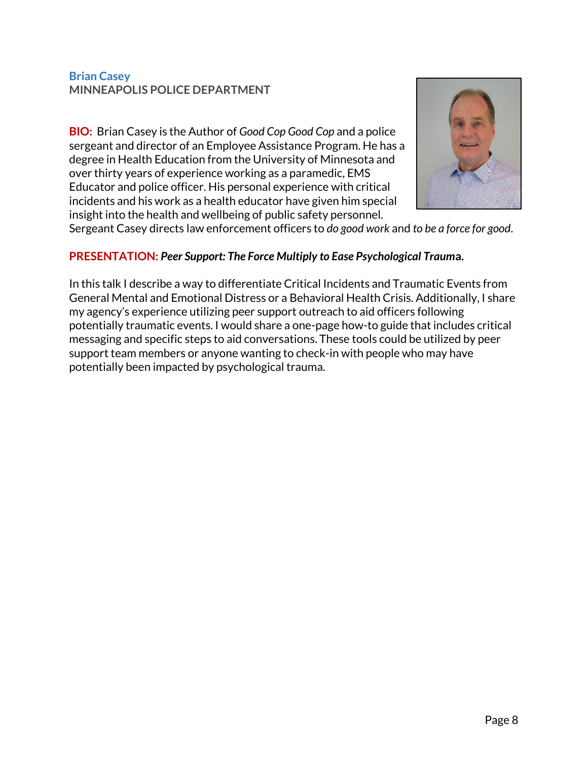## Brian Casey

**MINNEAPOLIS POLICE DEPARTMENT**

**BIO:** Brian Casey is the Author of *Good Cop Good Cop* and a police sergeant and director of an Employee Assistance Program. He has a degree in Health Education from the University of Minnesota and over thirty years of experience working as a paramedic, EMS Educator and police officer. His personal experience with critical incidents and his work as a health educator have given him special insight into the health and wellbeing of public safety personnel. Sergeant Casey directs law enforcement officers to *do good work* and *to be a force for good*.

**PRESENTATION:** ***Peer Support: The Force Multiply to Ease Psychological Trauma.***

In this talk I describe a way to differentiate Critical Incidents and Traumatic Events from General Mental and Emotional Distress or a Behavioral Health Crisis. Additionally, I share my agency's experience utilizing peer support outreach to aid officers following potentially traumatic events. I would share a one-page how-to guide that includes critical messaging and specific steps to aid conversations. These tools could be utilized by peer support team members or anyone wanting to check-in with people who may have potentially been impacted by psychological trauma.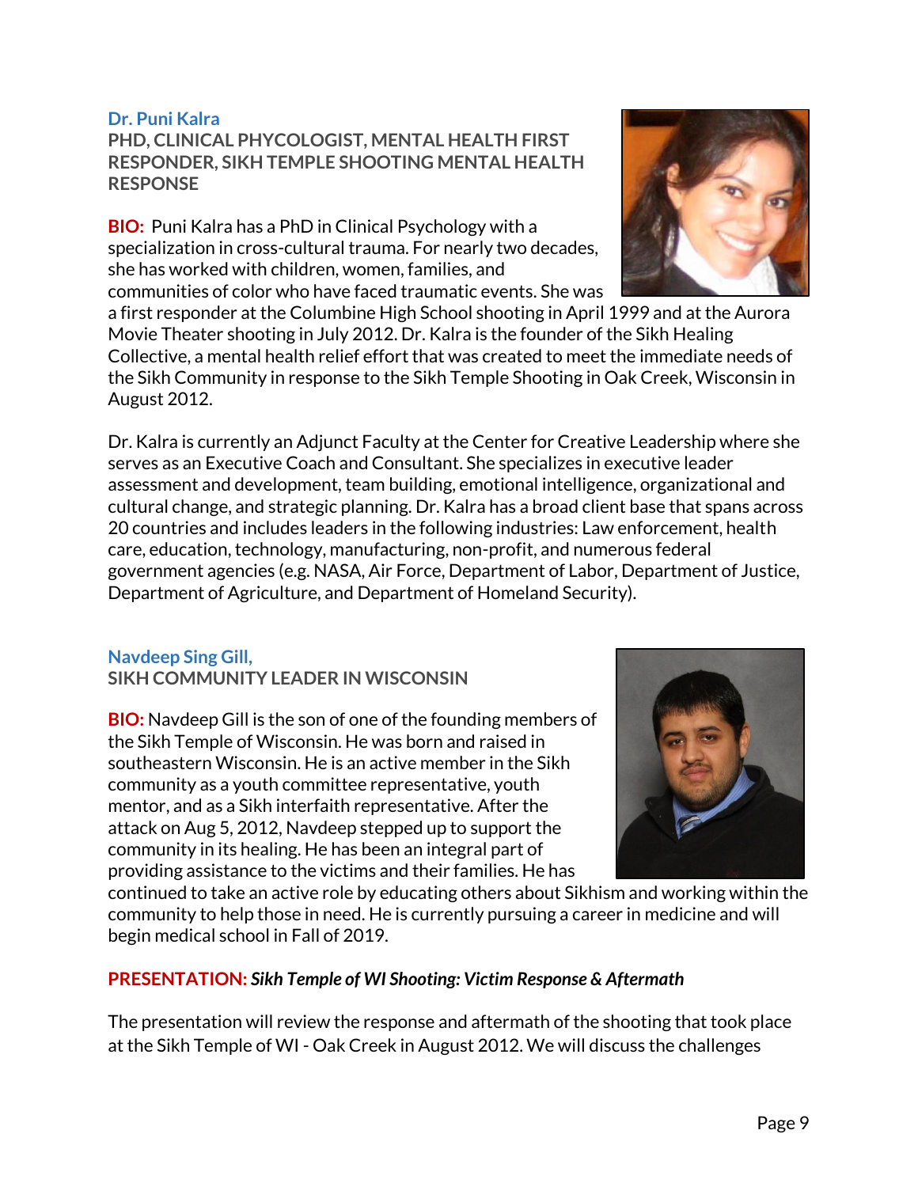### Dr. Puni Kalra

**PHD, CLINICAL PHYCOLOGIST, MENTAL HEALTH FIRST RESPONDER, SIKH TEMPLE SHOOTING MENTAL HEALTH RESPONSE**

**BIO:** Puni Kalra has a PhD in Clinical Psychology with a specialization in cross-cultural trauma. For nearly two decades, she has worked with children, women, families, and communities of color who have faced traumatic events. She was a first responder at the Columbine High School shooting in April 1999 and at the Aurora Movie Theater shooting in July 2012. Dr. Kalra is the founder of the Sikh Healing Collective, a mental health relief effort that was created to meet the immediate needs of the Sikh Community in response to the Sikh Temple Shooting in Oak Creek, Wisconsin in August 2012.

Dr. Kalra is currently an Adjunct Faculty at the Center for Creative Leadership where she serves as an Executive Coach and Consultant. She specializes in executive leader assessment and development, team building, emotional intelligence, organizational and cultural change, and strategic planning. Dr. Kalra has a broad client base that spans across 20 countries and includes leaders in the following industries: Law enforcement, health care, education, technology, manufacturing, non-profit, and numerous federal government agencies (e.g. NASA, Air Force, Department of Labor, Department of Justice, Department of Agriculture, and Department of Homeland Security).

### Navdeep Sing Gill,

**SIKH COMMUNITY LEADER IN WISCONSIN**

**BIO:** Navdeep Gill is the son of one of the founding members of the Sikh Temple of Wisconsin. He was born and raised in southeastern Wisconsin. He is an active member in the Sikh community as a youth committee representative, youth mentor, and as a Sikh interfaith representative. After the attack on Aug 5, 2012, Navdeep stepped up to support the community in its healing. He has been an integral part of providing assistance to the victims and their families. He has continued to take an active role by educating others about Sikhism and working within the community to help those in need. He is currently pursuing a career in medicine and will begin medical school in Fall of 2019.

**PRESENTATION:** ***Sikh Temple of WI Shooting: Victim Response & Aftermath***

The presentation will review the response and aftermath of the shooting that took place at the Sikh Temple of WI - Oak Creek in August 2012. We will discuss the challenges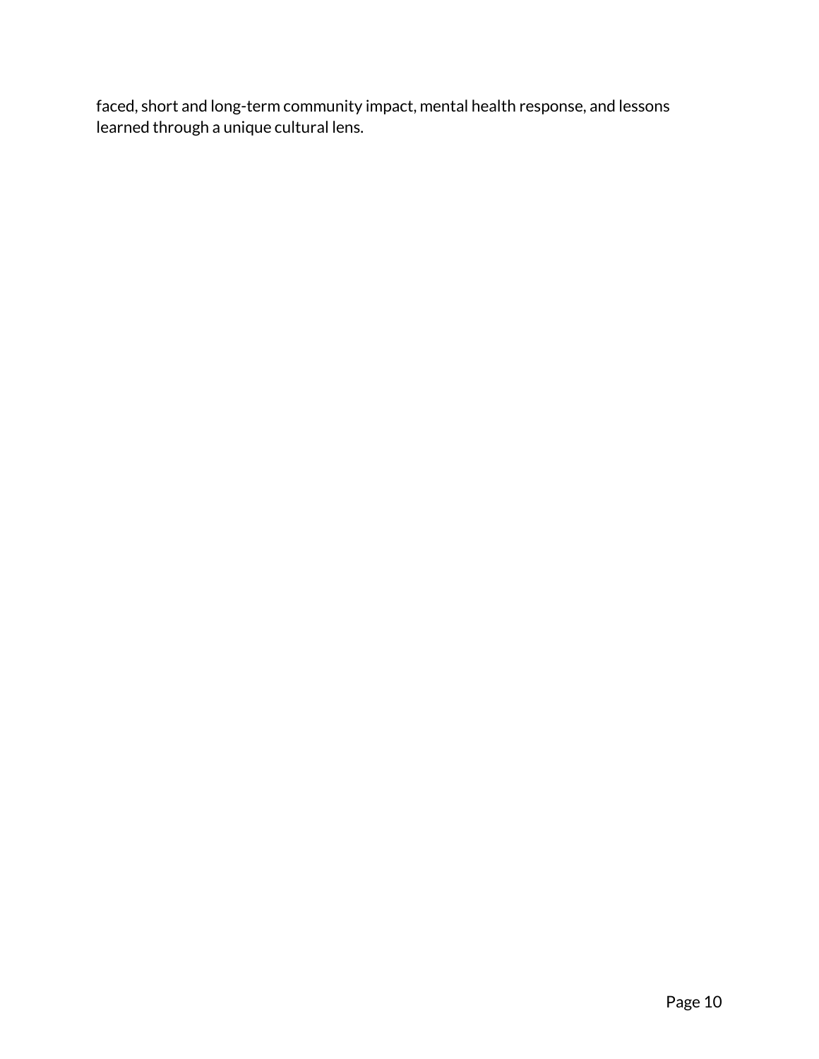faced, short and long-term community impact, mental health response, and lessons learned through a unique cultural lens.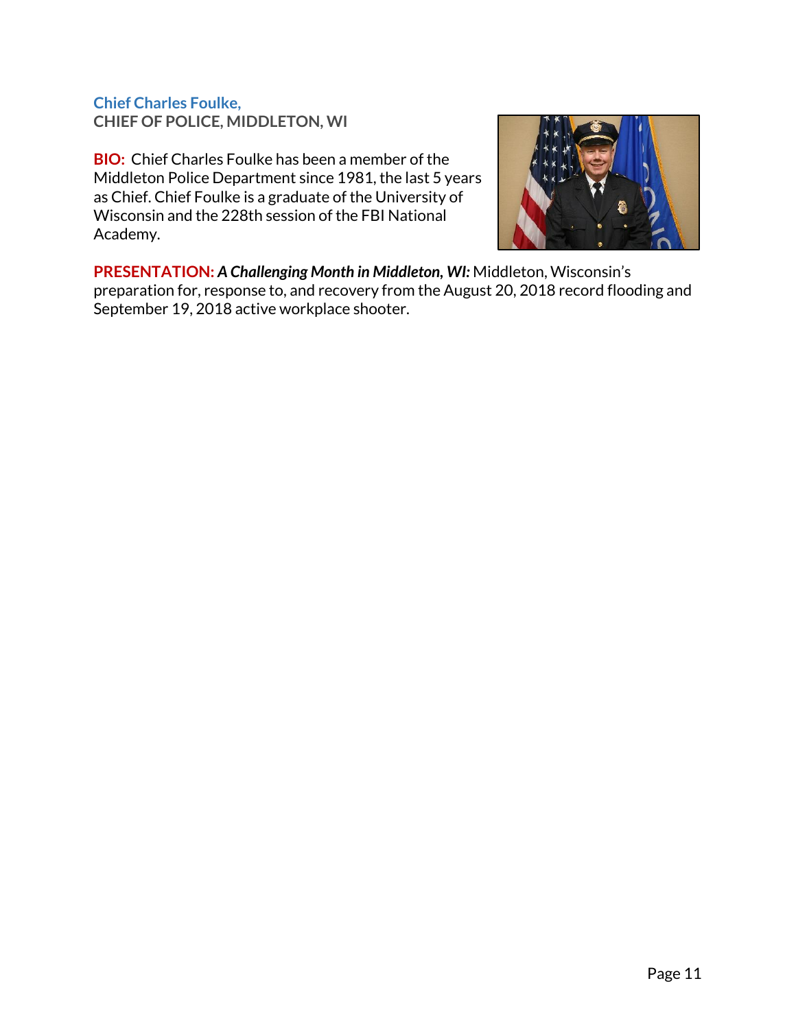### Chief Charles Foulke,

**CHIEF OF POLICE, MIDDLETON, WI**

**BIO:** Chief Charles Foulke has been a member of the Middleton Police Department since 1981, the last 5 years as Chief. Chief Foulke is a graduate of the University of Wisconsin and the 228th session of the FBI National Academy.

**PRESENTATION:** ***A Challenging Month in Middleton, WI:*** Middleton, Wisconsin's preparation for, response to, and recovery from the August 20, 2018 record flooding and September 19, 2018 active workplace shooter.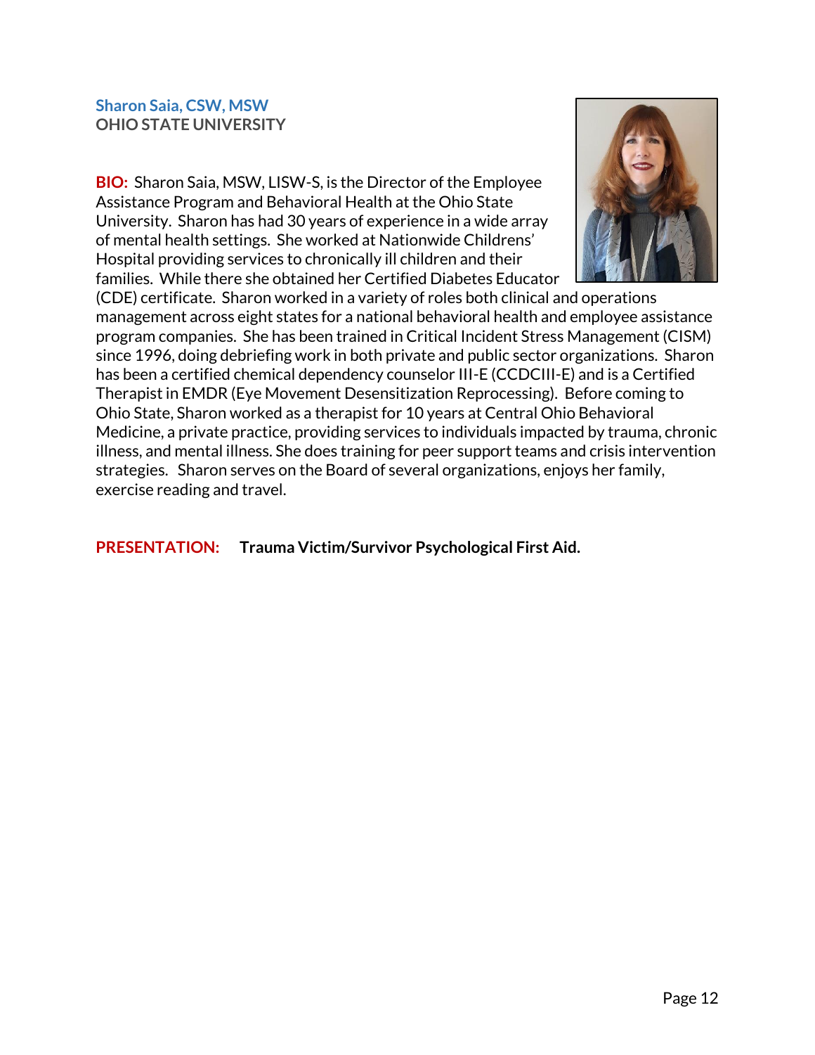**Sharon Saia, CSW, MSW**
**OHIO STATE UNIVERSITY**

**BIO:** Sharon Saia, MSW, LISW-S, is the Director of the Employee Assistance Program and Behavioral Health at the Ohio State University. Sharon has had 30 years of experience in a wide array of mental health settings. She worked at Nationwide Childrens' Hospital providing services to chronically ill children and their families. While there she obtained her Certified Diabetes Educator (CDE) certificate. Sharon worked in a variety of roles both clinical and operations management across eight states for a national behavioral health and employee assistance program companies. She has been trained in Critical Incident Stress Management (CISM) since 1996, doing debriefing work in both private and public sector organizations. Sharon has been a certified chemical dependency counselor III-E (CCDCIII-E) and is a Certified Therapist in EMDR (Eye Movement Desensitization Reprocessing). Before coming to Ohio State, Sharon worked as a therapist for 10 years at Central Ohio Behavioral Medicine, a private practice, providing services to individuals impacted by trauma, chronic illness, and mental illness. She does training for peer support teams and crisis intervention strategies. Sharon serves on the Board of several organizations, enjoys her family, exercise reading and travel.

**PRESENTATION:** **Trauma Victim/Survivor Psychological First Aid.**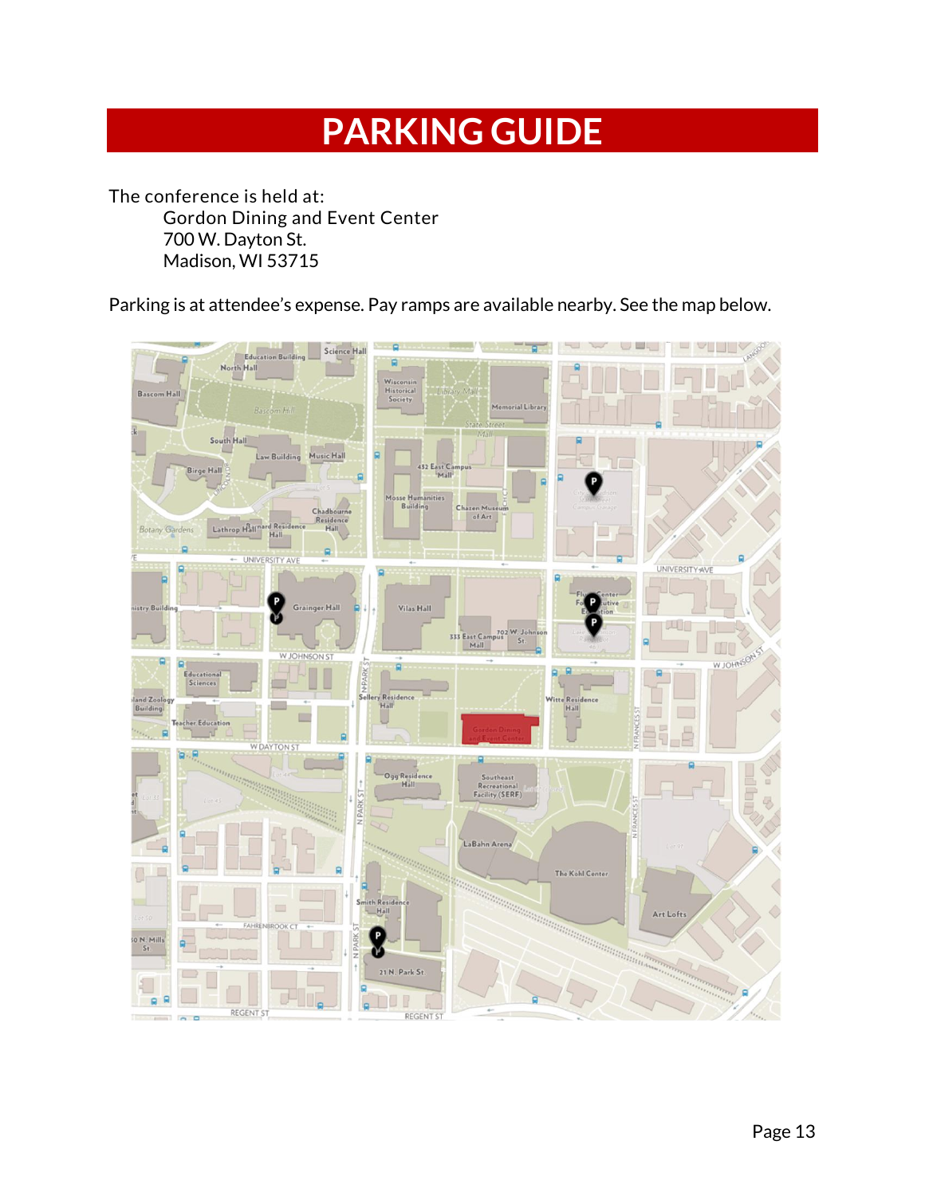# PARKING GUIDE

The conference is held at:

Gordon Dining and Event Center
700 W. Dayton St.
Madison, WI 53715

Parking is at attendee's expense. Pay ramps are available nearby. See the map below.